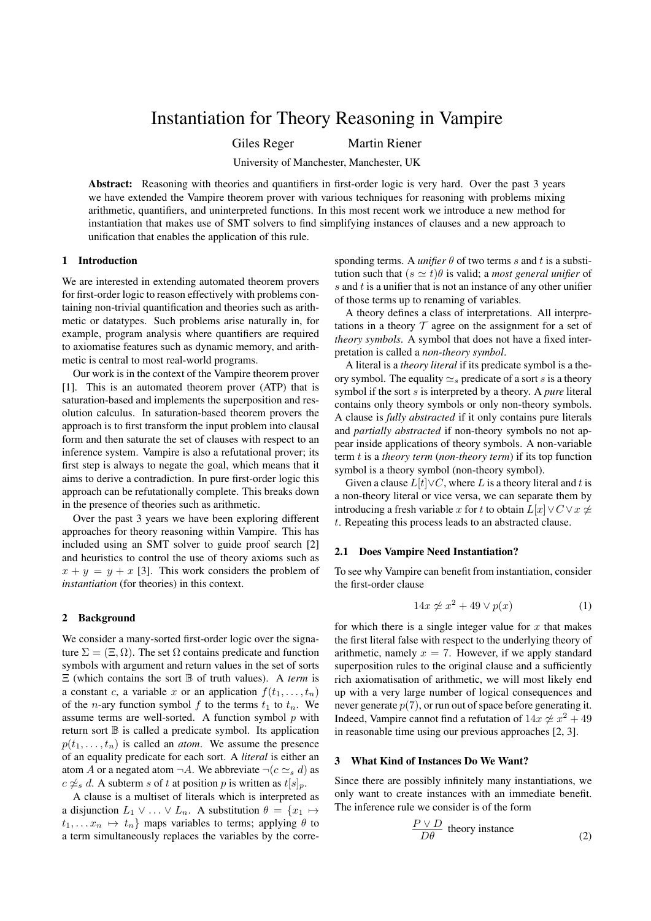# Instantiation for Theory Reasoning in Vampire

Giles Reger Martin Riener

University of Manchester, Manchester, UK

**Abstract:** Reasoning with theories and quantifiers in first-order logic is very hard. Over the past 3 years we have extended the Vampire theorem prover with various techniques for reasoning with problems mixing arithmetic, quantifiers, and uninterpreted functions. In this most recent work we introduce a new method for instantiation that makes use of SMT solvers to find simplifying instances of clauses and a new approach to unification that enables the application of this rule.

## 1 Introduction

We are interested in extending automated theorem provers for first-order logic to reason effectively with problems containing non-trivial quantification and theories such as arithmetic or datatypes. Such problems arise naturally in, for example, program analysis where quantifiers are required to axiomatise features such as dynamic memory, and arithmetic is central to most real-world programs.

Our work is in the context of the Vampire theorem prover [1]. This is an automated theorem prover (ATP) that is saturation-based and implements the superposition and resolution calculus. In saturation-based theorem provers the approach is to first transform the input problem into clausal form and then saturate the set of clauses with respect to an inference system. Vampire is also a refutational prover; its first step is always to negate the goal, which means that it aims to derive a contradiction. In pure first-order logic this approach can be refutationally complete. This breaks down in the presence of theories such as arithmetic.

Over the past 3 years we have been exploring different approaches for theory reasoning within Vampire. This has included using an SMT solver to guide proof search [2] and heuristics to control the use of theory axioms such as $x + y = y + x$ [3]. This work considers the problem of *instantiation* (for theories) in this context.

## 2 Background

We consider a many-sorted first-order logic over the signature $\Sigma = (\Xi, \Omega)$. The set $\Omega$ contains predicate and function symbols with argument and return values in the set of sorts $\Xi$ (which contains the sort $\mathbb{B}$ of truth values). A *term* is a constant $c$, a variable $x$ or an application $f(t_1, \ldots, t_n)$ of the $n$-ary function symbol $f$ to the terms $t_1$ to $t_n$. We assume terms are well-sorted. A function symbol $p$ with return sort $\mathbb{B}$ is called a predicate symbol. Its application $p(t_1, \ldots, t_n)$ is called an *atom*. We assume the presence of an equality predicate for each sort. A *literal* is either an atom $A$ or a negated atom $\neg A$. We abbreviate $\neg(c \simeq_s d)$ as $c \not\simeq_s d$. A subterm $s$ of $t$ at position $p$ is written as $t[s]_p$.

A clause is a multiset of literals which is interpreted as a disjunction $L_1 \vee \ldots \vee L_n$. A substitution $\theta = \{x_1 \mapsto t_1, \ldots x_n \mapsto t_n\}$ maps variables to terms; applying $\theta$ to a term simultaneously replaces the variables by the corresponding terms. A *unifier* $\theta$ of two terms $s$ and $t$ is a substitution such that $(s \simeq t)\theta$ is valid; a *most general unifier* of $s$ and $t$ is a unifier that is not an instance of any other unifier of those terms up to renaming of variables.

A theory defines a class of interpretations. All interpretations in a theory $\mathcal{T}$ agree on the assignment for a set of *theory symbols*. A symbol that does not have a fixed interpretation is called a *non-theory symbol*.

A literal is a *theory literal* if its predicate symbol is a theory symbol. The equality $\simeq_s$ predicate of a sort $s$ is a theory symbol if the sort $s$ is interpreted by a theory. A *pure* literal contains only theory symbols or only non-theory symbols. A clause is *fully abstracted* if it only contains pure literals and *partially abstracted* if non-theory symbols no not appear inside applications of theory symbols. A non-variable term $t$ is a *theory term* (*non-theory term*) if its top function symbol is a theory symbol (non-theory symbol).

Given a clause $L[t] \vee C$, where $L$ is a theory literal and $t$ is a non-theory literal or vice versa, we can separate them by introducing a fresh variable $x$ for $t$ to obtain $L[x] \vee C \vee x \not\simeq t$. Repeating this process leads to an abstracted clause.

### 2.1 Does Vampire Need Instantiation?

To see why Vampire can benefit from instantiation, consider the first-order clause

$$14x \not\simeq x^2 + 49 \vee p(x) \tag{1}$$

for which there is a single integer value for $x$ that makes the first literal false with respect to the underlying theory of arithmetic, namely $x = 7$. However, if we apply standard superposition rules to the original clause and a sufficiently rich axiomatisation of arithmetic, we will most likely end up with a large number of logical consequences and never generate $p(7)$, or run out of space before generating it. Indeed, Vampire cannot find a refutation of $14x \not\simeq x^2 + 49$ in reasonable time using our previous approaches [2, 3].

## 3 What Kind of Instances Do We Want?

Since there are possibly infinitely many instantiations, we only want to create instances with an immediate benefit. The inference rule we consider is of the form

$$\frac{P \vee D}{D\theta} \text{ theory instance} \tag{2}$$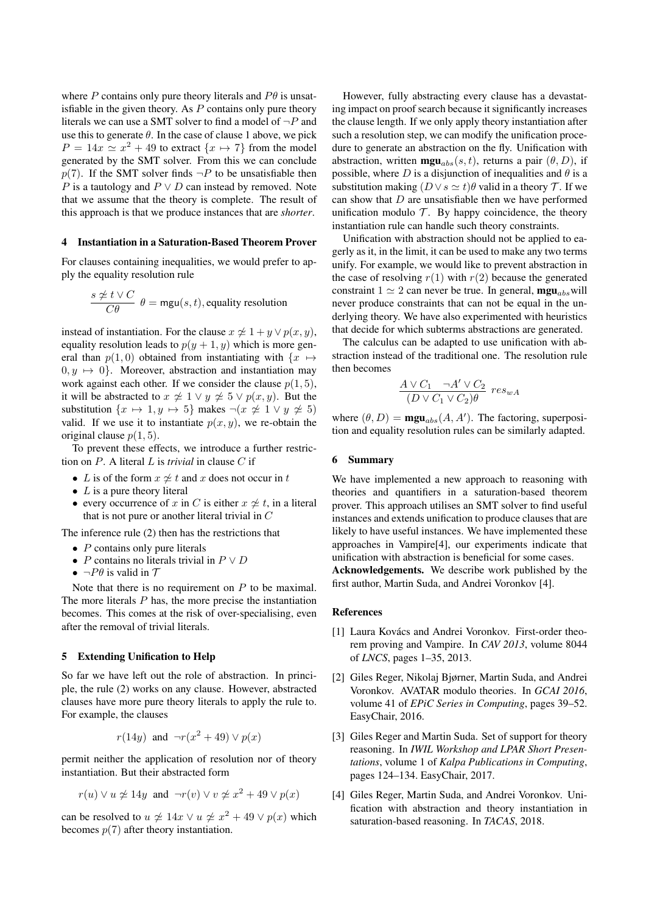where $P$ contains only pure theory literals and $P\theta$ is unsatisfiable in the given theory. As $P$ contains only pure theory literals we can use a SMT solver to find a model of $\neg P$ and use this to generate $\theta$. In the case of clause 1 above, we pick $P = 14x \simeq x^2 + 49$ to extract $\{x \mapsto 7\}$ from the model generated by the SMT solver. From this we can conclude $p(7)$. If the SMT solver finds $\neg P$ to be unsatisfiable then $P$ is a tautology and $P \vee D$ can instead by removed. Note that we assume that the theory is complete. The result of this approach is that we produce instances that are *shorter*.

## 4 Instantiation in a Saturation-Based Theorem Prover

For clauses containing inequalities, we would prefer to apply the equality resolution rule

$$\frac{s \not\simeq t \vee C}{C\theta} \; \theta = \mathsf{mgu}(s,t), \text{equality resolution}$$

instead of instantiation. For the clause $x \not\simeq 1 + y \vee p(x,y)$, equality resolution leads to $p(y+1,y)$ which is more general than $p(1,0)$ obtained from instantiating with $\{x \mapsto 0, y \mapsto 0\}$. Moreover, abstraction and instantiation may work against each other. If we consider the clause $p(1,5)$, it will be abstracted to $x \not\simeq 1 \vee y \not\simeq 5 \vee p(x,y)$. But the substitution $\{x \mapsto 1, y \mapsto 5\}$ makes $\neg(x \not\simeq 1 \vee y \not\simeq 5)$ valid. If we use it to instantiate $p(x,y)$, we re-obtain the original clause $p(1,5)$.

To prevent these effects, we introduce a further restriction on $P$. A literal $L$ is *trivial* in clause $C$ if

- $L$ is of the form $x \not\simeq t$ and $x$ does not occur in $t$
- $L$ is a pure theory literal
- every occurrence of $x$ in $C$ is either $x \not\simeq t$, in a literal that is not pure or another literal trivial in $C$

The inference rule (2) then has the restrictions that

- $P$ contains only pure literals
- $P$ contains no literals trivial in $P \vee D$
- $\neg P\theta$ is valid in $\mathcal{T}$

Note that there is no requirement on $P$ to be maximal. The more literals $P$ has, the more precise the instantiation becomes. This comes at the risk of over-specialising, even after the removal of trivial literals.

## 5 Extending Unification to Help

So far we have left out the role of abstraction. In principle, the rule (2) works on any clause. However, abstracted clauses have more pure theory literals to apply the rule to. For example, the clauses

$$r(14y) \;\text{ and }\; \neg r(x^2 + 49) \vee p(x)$$

permit neither the application of resolution nor of theory instantiation. But their abstracted form

$$r(u) \vee u \not\simeq 14y \;\text{ and }\; \neg r(v) \vee v \not\simeq x^2 + 49 \vee p(x)$$

can be resolved to $u \not\simeq 14x \vee u \not\simeq x^2 + 49 \vee p(x)$ which becomes $p(7)$ after theory instantiation.

However, fully abstracting every clause has a devastating impact on proof search because it significantly increases the clause length. If we only apply theory instantiation after such a resolution step, we can modify the unification procedure to generate an abstraction on the fly. Unification with abstraction, written $\mathbf{mgu}_{abs}(s,t)$, returns a pair $(\theta, D)$, if possible, where $D$ is a disjunction of inequalities and $\theta$ is a substitution making $(D \vee s \simeq t)\theta$ valid in a theory $\mathcal{T}$. If we can show that $D$ are unsatisfiable then we have performed unification modulo $\mathcal{T}$. By happy coincidence, the theory instantiation rule can handle such theory constraints.

Unification with abstraction should not be applied to eagerly as it, in the limit, it can be used to make any two terms unify. For example, we would like to prevent abstraction in the case of resolving $r(1)$ with $r(2)$ because the generated constraint $1 \simeq 2$ can never be true. In general, $\mathbf{mgu}_{abs}$will never produce constraints that can not be equal in the underlying theory. We have also experimented with heuristics that decide for which subterms abstractions are generated.

The calculus can be adapted to use unification with abstraction instead of the traditional one. The resolution rule then becomes

$$\frac{A \vee C_1 \quad \neg A' \vee C_2}{(D \vee C_1 \vee C_2)\theta} \; res_{wA}$$

where $(\theta, D) = \mathbf{mgu}_{abs}(A, A')$. The factoring, superposition and equality resolution rules can be similarly adapted.

## 6 Summary

We have implemented a new approach to reasoning with theories and quantifiers in a saturation-based theorem prover. This approach utilises an SMT solver to find useful instances and extends unification to produce clauses that are likely to have useful instances. We have implemented these approaches in Vampire[4], our experiments indicate that unification with abstraction is beneficial for some cases.

**Acknowledgements.** We describe work published by the first author, Martin Suda, and Andrei Voronkov [4].

## References

[1] Laura Kovács and Andrei Voronkov. First-order theorem proving and Vampire. In *CAV 2013*, volume 8044 of *LNCS*, pages 1–35, 2013.

[2] Giles Reger, Nikolaj Bjørner, Martin Suda, and Andrei Voronkov. AVATAR modulo theories. In *GCAI 2016*, volume 41 of *EPiC Series in Computing*, pages 39–52. EasyChair, 2016.

[3] Giles Reger and Martin Suda. Set of support for theory reasoning. In *IWIL Workshop and LPAR Short Presentations*, volume 1 of *Kalpa Publications in Computing*, pages 124–134. EasyChair, 2017.

[4] Giles Reger, Martin Suda, and Andrei Voronkov. Unification with abstraction and theory instantiation in saturation-based reasoning. In *TACAS*, 2018.